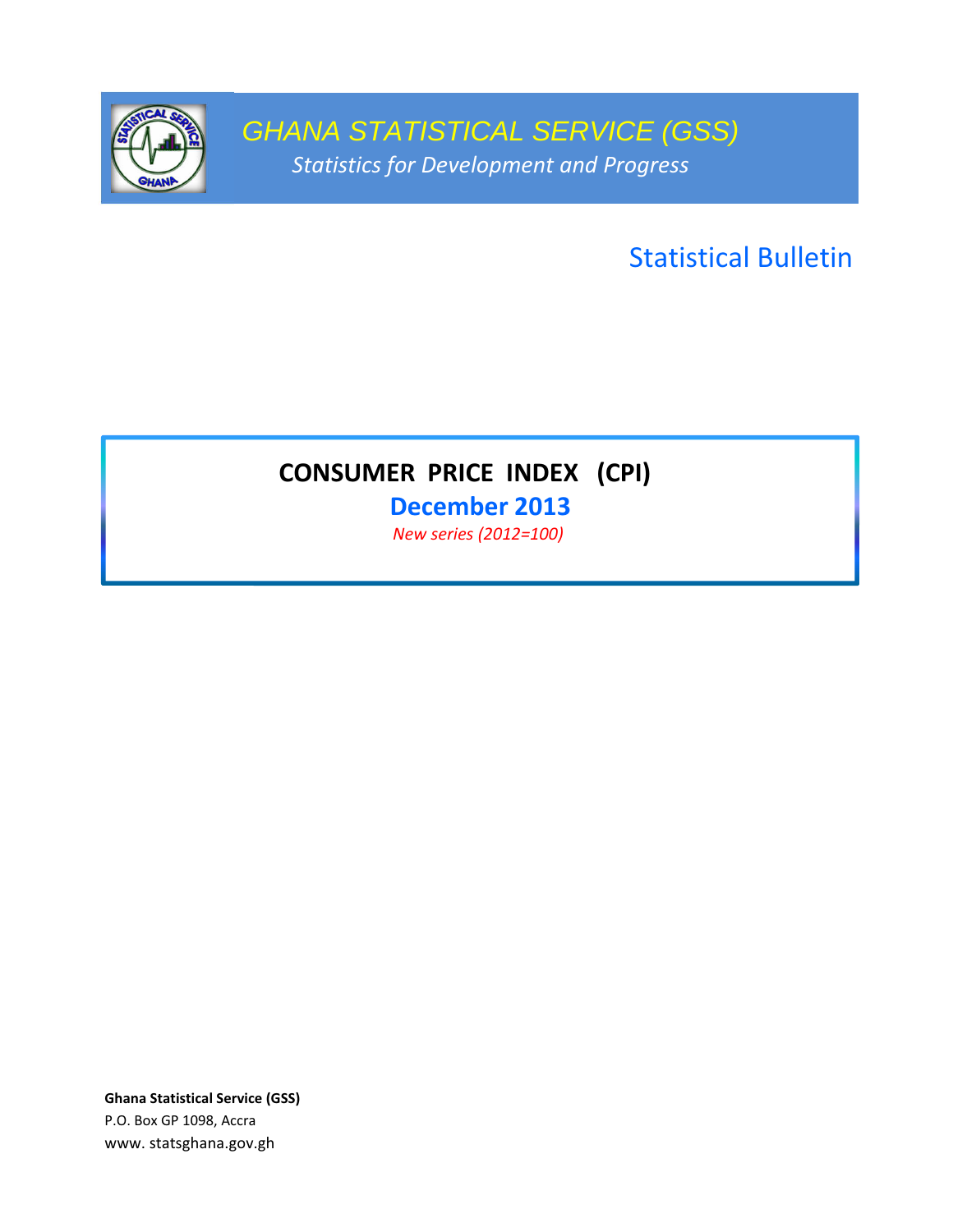# GHANA STATISTICAL SERVICE (GSS)

*Statistics for Development and Progress*

## Statistical Bulletin

# CONSUMER PRICE INDEX (CPI)

## December 2013

*New series (2012=100)*

**Ghana Statistical Service (GSS)**
P.O. Box GP 1098, Accra
www. statsghana.gov.gh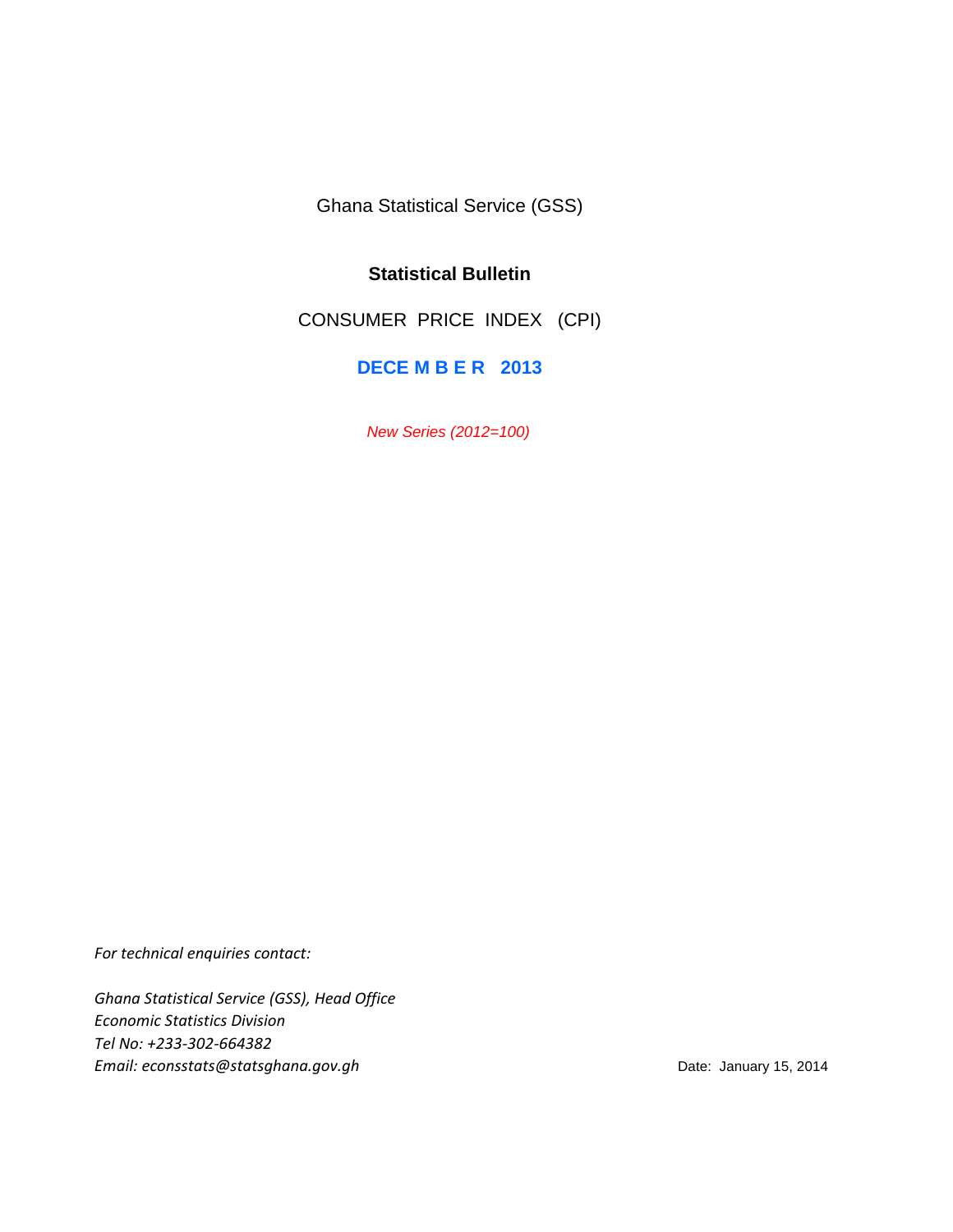Ghana Statistical Service (GSS)

# Statistical Bulletin

## CONSUMER PRICE INDEX (CPI)

## DECE M B E R 2013

*New Series (2012=100)*

*For technical enquiries contact:*

*Ghana Statistical Service (GSS), Head Office*
*Economic Statistics Division*
*Tel No: +233-302-664382*
*Email: econsstats@statsghana.gov.gh*

Date: January 15, 2014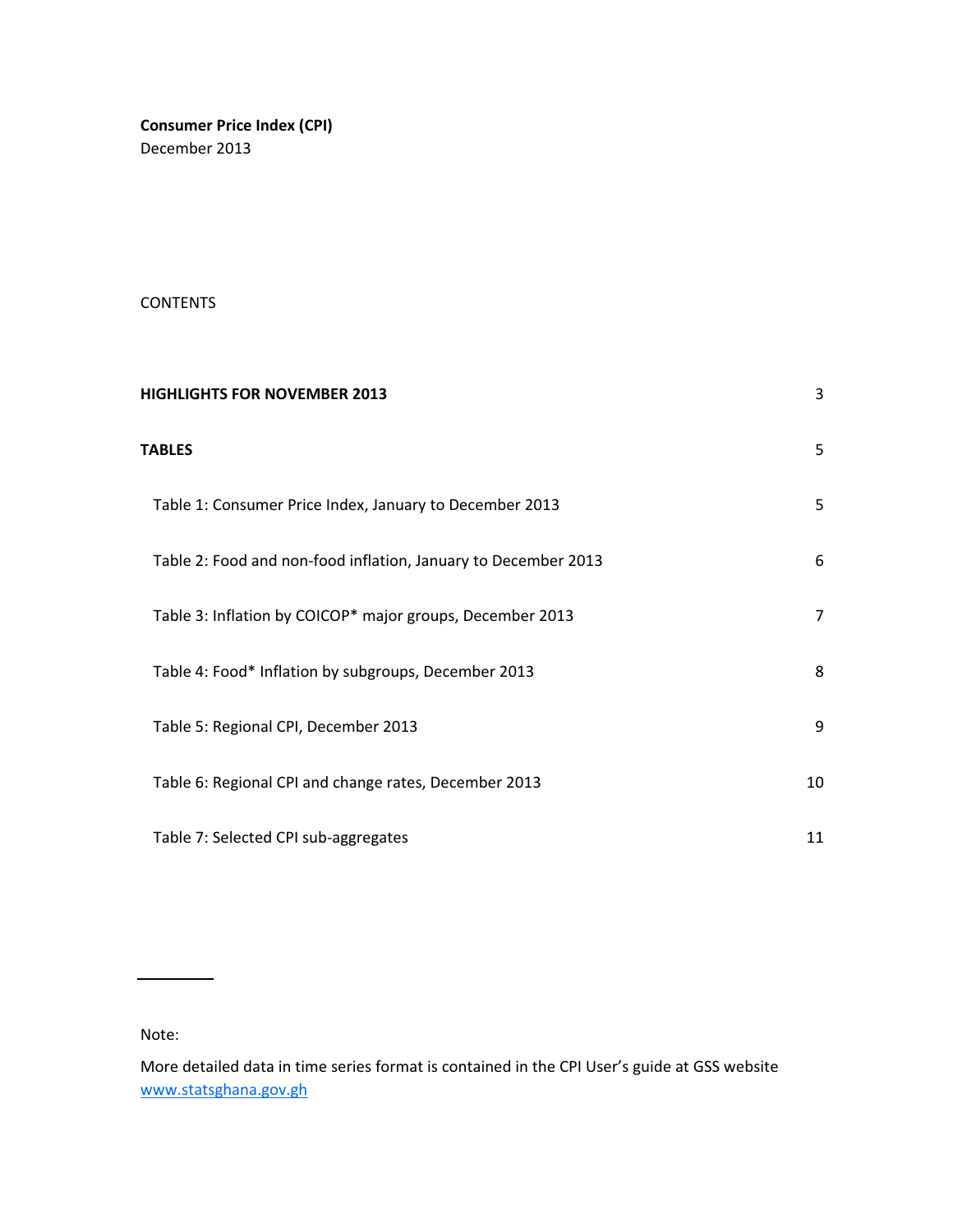**Consumer Price Index (CPI)**
December 2013

CONTENTS

| | |
|---|---|
| **HIGHLIGHTS FOR NOVEMBER 2013** | 3 |
| **TABLES** | 5 |
| Table 1: Consumer Price Index, January to December 2013 | 5 |
| Table 2: Food and non-food inflation, January to December 2013 | 6 |
| Table 3: Inflation by COICOP* major groups, December 2013 | 7 |
| Table 4: Food* Inflation by subgroups, December 2013 | 8 |
| Table 5: Regional CPI, December 2013 | 9 |
| Table 6: Regional CPI and change rates, December 2013 | 10 |
| Table 7: Selected CPI sub-aggregates | 11 |

---

Note:

More detailed data in time series format is contained in the CPI User's guide at GSS website [www.statsghana.gov.gh](http://www.statsghana.gov.gh)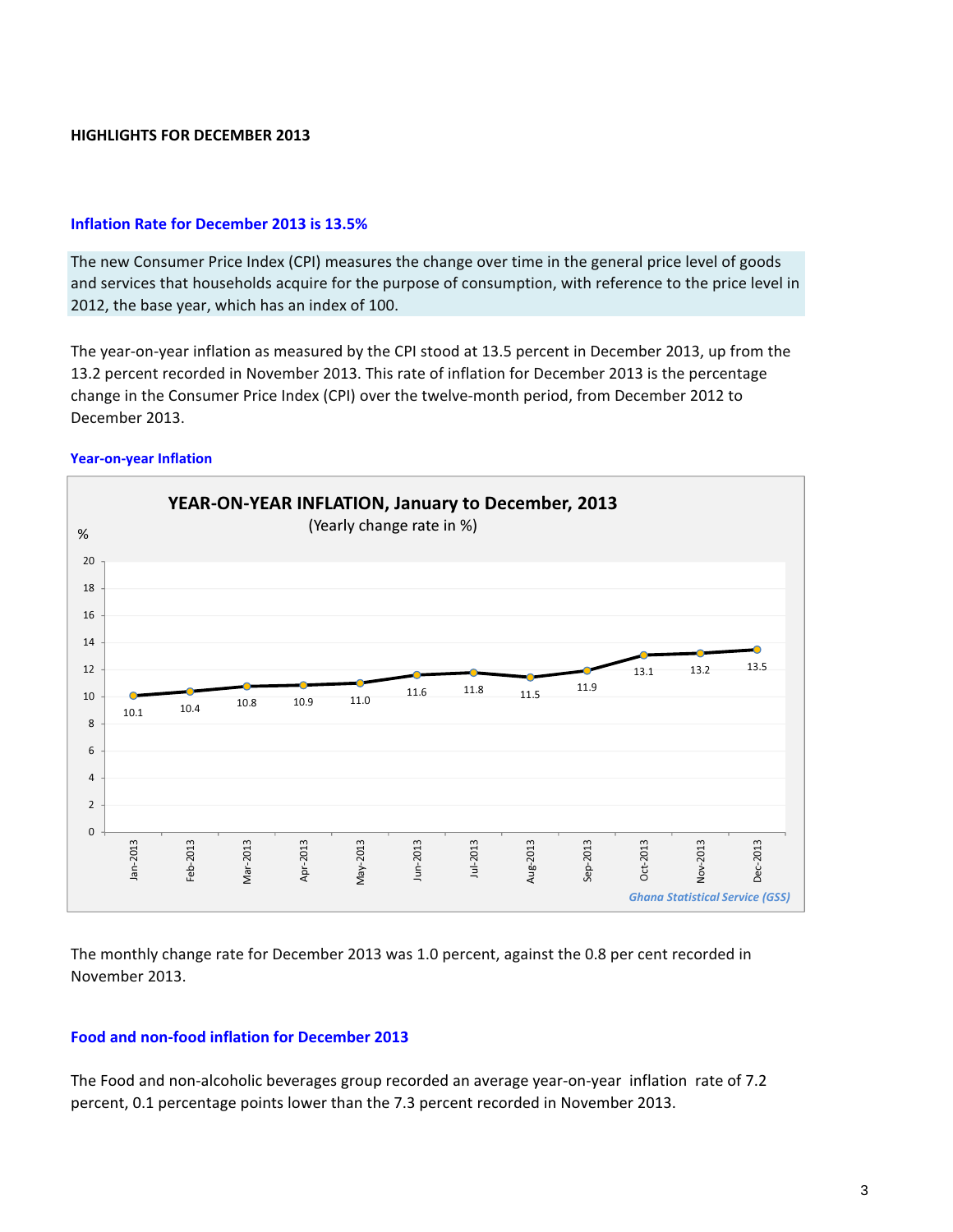**HIGHLIGHTS FOR DECEMBER 2013**

## Inflation Rate for December 2013 is 13.5%

The new Consumer Price Index (CPI) measures the change over time in the general price level of goods and services that households acquire for the purpose of consumption, with reference to the price level in 2012, the base year, which has an index of 100.

The year-on-year inflation as measured by the CPI stood at 13.5 percent in December 2013, up from the 13.2 percent recorded in November 2013. This rate of inflation for December 2013 is the percentage change in the Consumer Price Index (CPI) over the twelve-month period, from December 2012 to December 2013.

### Year-on-year Inflation

**YEAR-ON-YEAR INFLATION, January to December, 2013**

(Yearly change rate in %)

| Month | % |
|---|---|
| Jan-2013 | 10.1 |
| Feb-2013 | 10.4 |
| Mar-2013 | 10.8 |
| Apr-2013 | 10.9 |
| May-2013 | 11.0 |
| Jun-2013 | 11.6 |
| Jul-2013 | 11.8 |
| Aug-2013 | 11.5 |
| Sep-2013 | 11.9 |
| Oct-2013 | 13.1 |
| Nov-2013 | 13.2 |
| Dec-2013 | 13.5 |

*Ghana Statistical Service (GSS)*

The monthly change rate for December 2013 was 1.0 percent, against the 0.8 per cent recorded in November 2013.

## Food and non-food inflation for December 2013

The Food and non-alcoholic beverages group recorded an average year-on-year inflation rate of 7.2 percent, 0.1 percentage points lower than the 7.3 percent recorded in November 2013.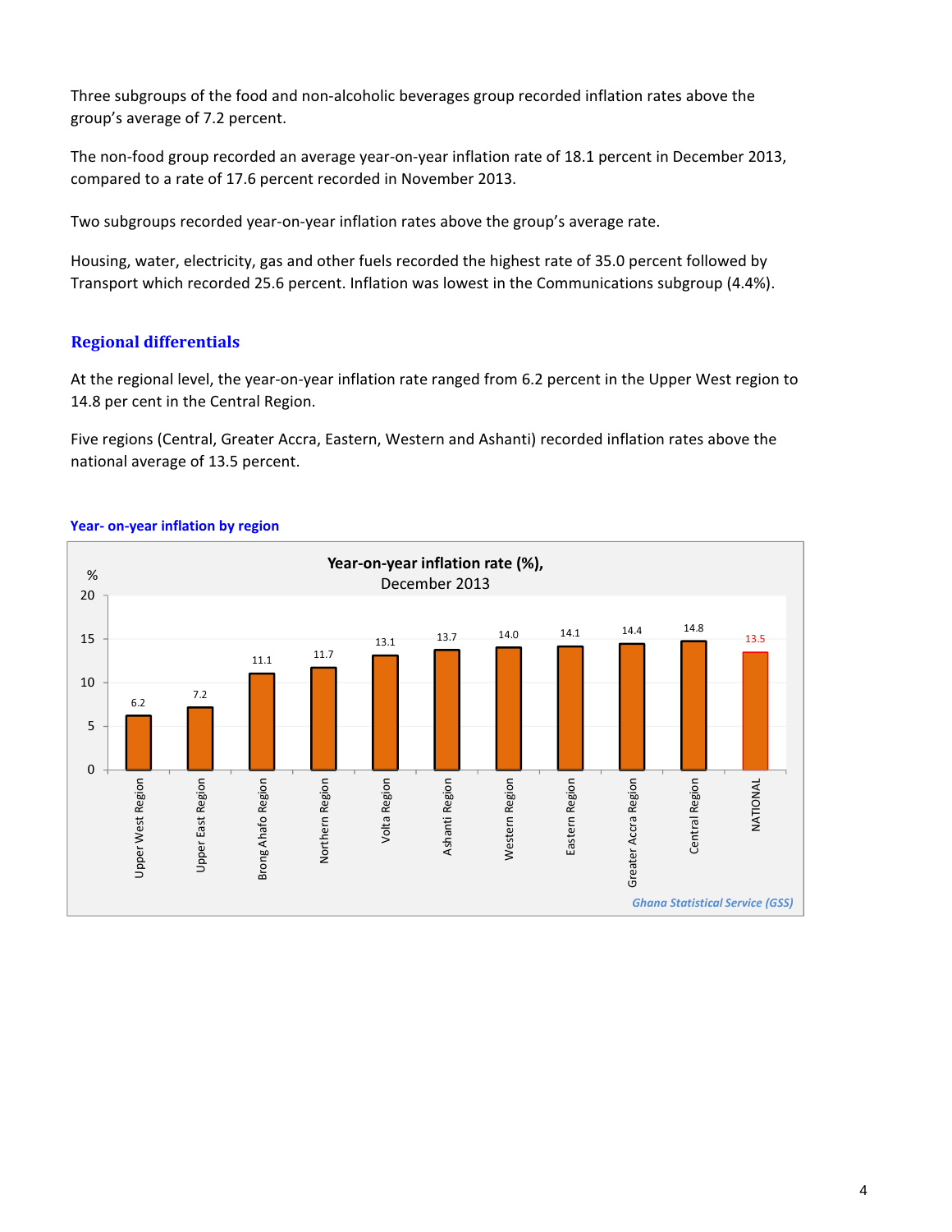Three subgroups of the food and non-alcoholic beverages group recorded inflation rates above the group's average of 7.2 percent.

The non-food group recorded an average year-on-year inflation rate of 18.1 percent in December 2013, compared to a rate of 17.6 percent recorded in November 2013.

Two subgroups recorded year-on-year inflation rates above the group's average rate.

Housing, water, electricity, gas and other fuels recorded the highest rate of 35.0 percent followed by Transport which recorded 25.6 percent. Inflation was lowest in the Communications subgroup (4.4%).

## Regional differentials

At the regional level, the year-on-year inflation rate ranged from 6.2 percent in the Upper West region to 14.8 per cent in the Central Region.

Five regions (Central, Greater Accra, Eastern, Western and Ashanti) recorded inflation rates above the national average of 13.5 percent.

**Year- on-year inflation by region**

**Year-on-year inflation rate (%),** December 2013

| Region | % |
|---|---|
| Upper West Region | 6.2 |
| Upper East Region | 7.2 |
| Brong Ahafo Region | 11.1 |
| Northern Region | 11.7 |
| Volta Region | 13.1 |
| Ashanti Region | 13.7 |
| Western Region | 14.0 |
| Eastern Region | 14.1 |
| Greater Accra Region | 14.4 |
| Central Region | 14.8 |
| NATIONAL | 13.5 |

*Ghana Statistical Service (GSS)*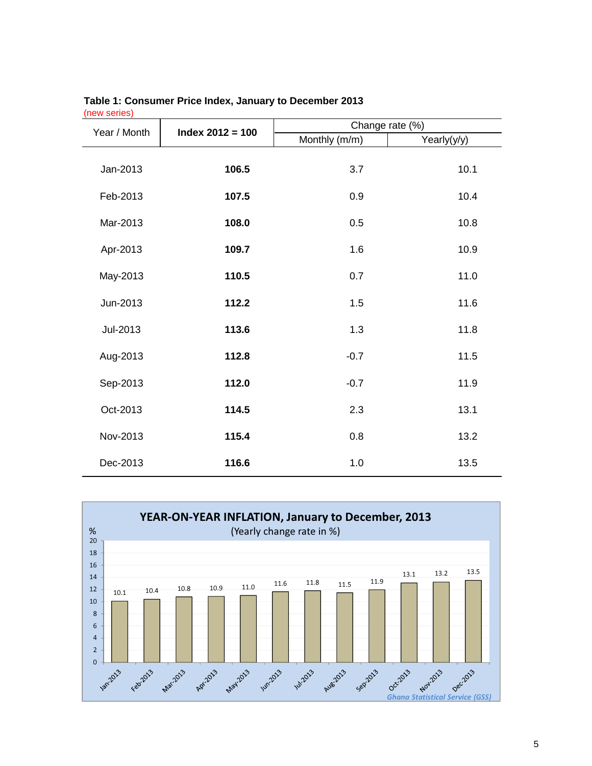**Table 1: Consumer Price Index, January to December 2013**
(new series)

| Year / Month | Index 2012 = 100 | Change rate (%) | |
|---|---|---|---|
| | | Monthly (m/m) | Yearly(y/y) |
| Jan-2013 | **106.5** | 3.7 | 10.1 |
| Feb-2013 | **107.5** | 0.9 | 10.4 |
| Mar-2013 | **108.0** | 0.5 | 10.8 |
| Apr-2013 | **109.7** | 1.6 | 10.9 |
| May-2013 | **110.5** | 0.7 | 11.0 |
| Jun-2013 | **112.2** | 1.5 | 11.6 |
| Jul-2013 | **113.6** | 1.3 | 11.8 |
| Aug-2013 | **112.8** | -0.7 | 11.5 |
| Sep-2013 | **112.0** | -0.7 | 11.9 |
| Oct-2013 | **114.5** | 2.3 | 13.1 |
| Nov-2013 | **115.4** | 0.8 | 13.2 |
| Dec-2013 | **116.6** | 1.0 | 13.5 |

**YEAR-ON-YEAR INFLATION, January to December, 2013**
(Yearly change rate in %)

| Month | % |
|---|---|
| Jan-2013 | 10.1 |
| Feb-2013 | 10.4 |
| Mar-2013 | 10.8 |
| Apr-2013 | 10.9 |
| May-2013 | 11.0 |
| Jun-2013 | 11.6 |
| Jul-2013 | 11.8 |
| Aug-2013 | 11.5 |
| Sep-2013 | 11.9 |
| Oct-2013 | 13.1 |
| Nov-2013 | 13.2 |
| Dec-2013 | 13.5 |

*Ghana Statistical Service (GSS)*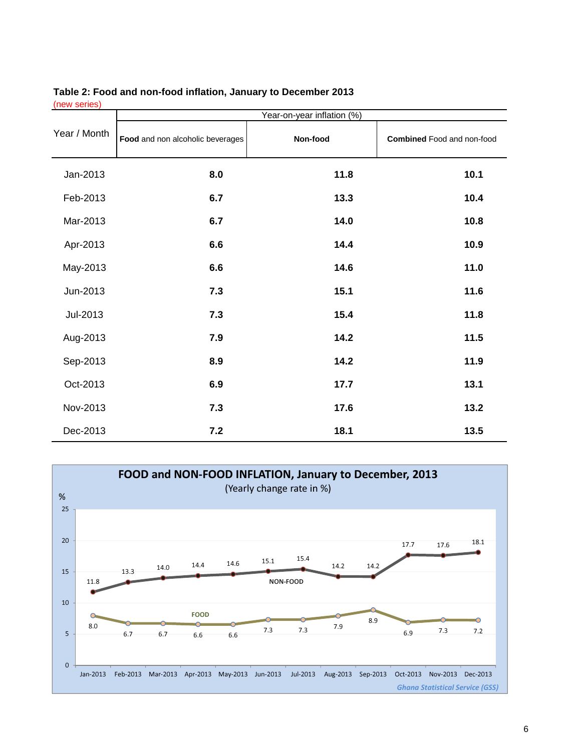**Table 2: Food and non-food inflation, January to December 2013**
(new series)

| Year / Month | Year-on-year inflation (%) | | |
|---|---|---|---|
| | **Food** and non alcoholic beverages | **Non-food** | **Combined** Food and non-food |
| Jan-2013 | **8.0** | **11.8** | **10.1** |
| Feb-2013 | **6.7** | **13.3** | **10.4** |
| Mar-2013 | **6.7** | **14.0** | **10.8** |
| Apr-2013 | **6.6** | **14.4** | **10.9** |
| May-2013 | **6.6** | **14.6** | **11.0** |
| Jun-2013 | **7.3** | **15.1** | **11.6** |
| Jul-2013 | **7.3** | **15.4** | **11.8** |
| Aug-2013 | **7.9** | **14.2** | **11.5** |
| Sep-2013 | **8.9** | **14.2** | **11.9** |
| Oct-2013 | **6.9** | **17.7** | **13.1** |
| Nov-2013 | **7.3** | **17.6** | **13.2** |
| Dec-2013 | **7.2** | **18.1** | **13.5** |

**FOOD and NON-FOOD INFLATION, January to December, 2013**
(Yearly change rate in %)

| Month | NON-FOOD (%) | FOOD (%) |
|---|---|---|
| Jan-2013 | 11.8 | 8.0 |
| Feb-2013 | 13.3 | 6.7 |
| Mar-2013 | 14.0 | 6.7 |
| Apr-2013 | 14.4 | 6.6 |
| May-2013 | 14.6 | 6.6 |
| Jun-2013 | 15.1 | 7.3 |
| Jul-2013 | 15.4 | 7.3 |
| Aug-2013 | 14.2 | 7.9 |
| Sep-2013 | 14.2 | 8.9 |
| Oct-2013 | 17.7 | 6.9 |
| Nov-2013 | 17.6 | 7.3 |
| Dec-2013 | 18.1 | 7.2 |

*Ghana Statistical Service (GSS)*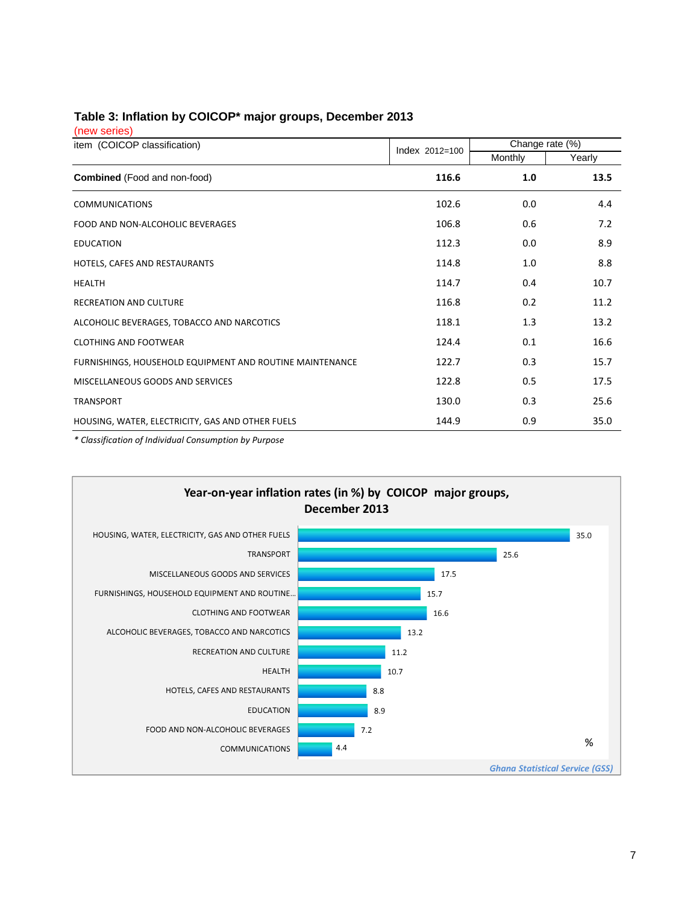## Table 3: Inflation by COICOP* major groups, December 2013

(new series)

| item (COICOP classification) | Index 2012=100 | Change rate (%) | |
|---|---|---|---|
| | | Monthly | Yearly |
| **Combined** (Food and non-food) | **116.6** | **1.0** | **13.5** |
| COMMUNICATIONS | 102.6 | 0.0 | 4.4 |
| FOOD AND NON-ALCOHOLIC BEVERAGES | 106.8 | 0.6 | 7.2 |
| EDUCATION | 112.3 | 0.0 | 8.9 |
| HOTELS, CAFES AND RESTAURANTS | 114.8 | 1.0 | 8.8 |
| HEALTH | 114.7 | 0.4 | 10.7 |
| RECREATION AND CULTURE | 116.8 | 0.2 | 11.2 |
| ALCOHOLIC BEVERAGES, TOBACCO AND NARCOTICS | 118.1 | 1.3 | 13.2 |
| CLOTHING AND FOOTWEAR | 124.4 | 0.1 | 16.6 |
| FURNISHINGS, HOUSEHOLD EQUIPMENT AND ROUTINE MAINTENANCE | 122.7 | 0.3 | 15.7 |
| MISCELLANEOUS GOODS AND SERVICES | 122.8 | 0.5 | 17.5 |
| TRANSPORT | 130.0 | 0.3 | 25.6 |
| HOUSING, WATER, ELECTRICITY, GAS AND OTHER FUELS | 144.9 | 0.9 | 35.0 |

*\* Classification of Individual Consumption by Purpose*

**Year-on-year inflation rates (in %) by COICOP major groups, December 2013**

| Group | % |
|---|---|
| HOUSING, WATER, ELECTRICITY, GAS AND OTHER FUELS | 35.0 |
| TRANSPORT | 25.6 |
| MISCELLANEOUS GOODS AND SERVICES | 17.5 |
| FURNISHINGS, HOUSEHOLD EQUIPMENT AND ROUTINE… | 15.7 |
| CLOTHING AND FOOTWEAR | 16.6 |
| ALCOHOLIC BEVERAGES, TOBACCO AND NARCOTICS | 13.2 |
| RECREATION AND CULTURE | 11.2 |
| HEALTH | 10.7 |
| HOTELS, CAFES AND RESTAURANTS | 8.8 |
| EDUCATION | 8.9 |
| FOOD AND NON-ALCOHOLIC BEVERAGES | 7.2 |
| COMMUNICATIONS | 4.4 |

*Ghana Statistical Service (GSS)*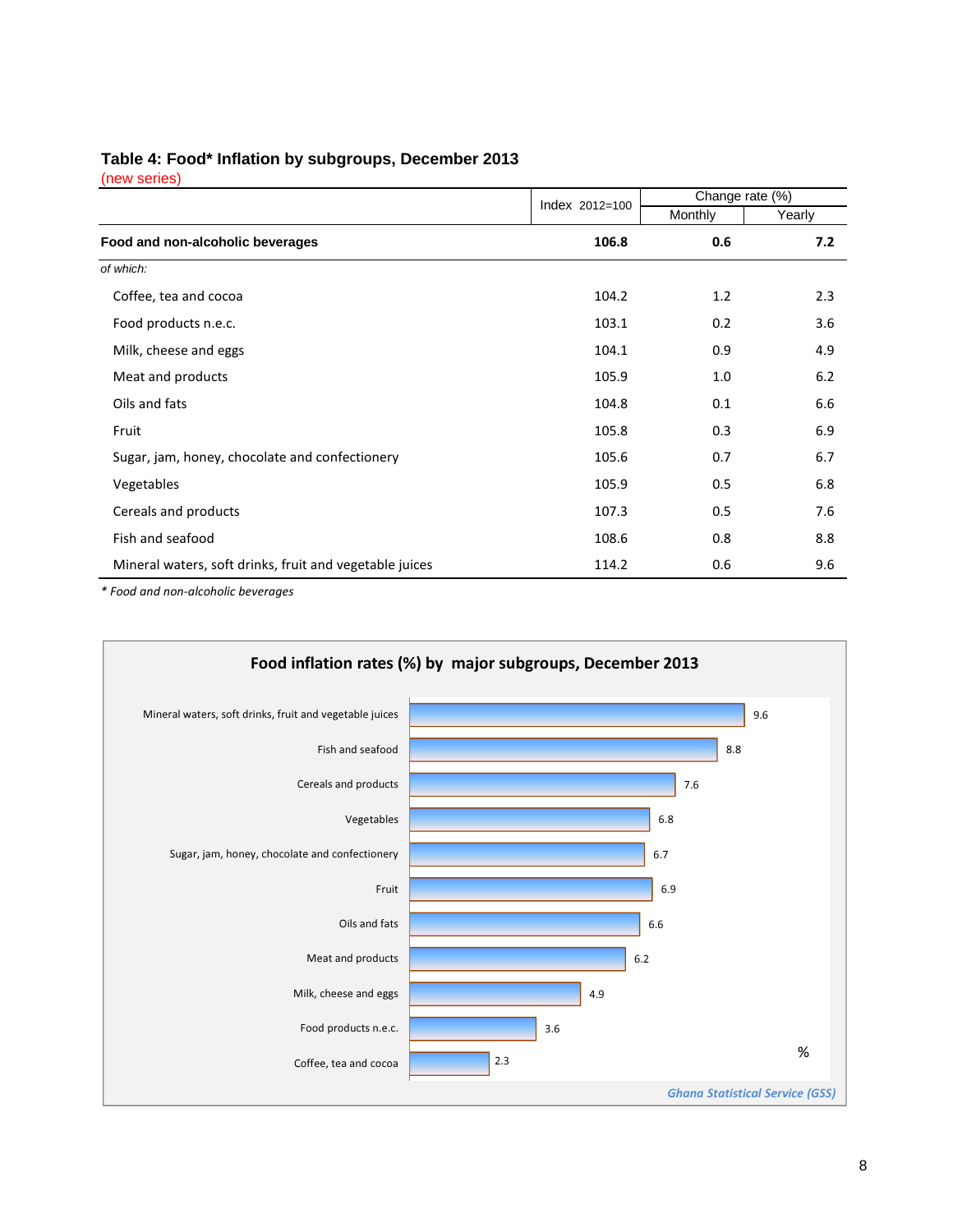**Table 4: Food* Inflation by subgroups, December 2013**
(new series)

| | Index 2012=100 | Change rate (%) | |
|---|---|---|---|
| | | Monthly | Yearly |
| **Food and non-alcoholic beverages** | **106.8** | **0.6** | **7.2** |
| *of which:* | | | |
| Coffee, tea and cocoa | 104.2 | 1.2 | 2.3 |
| Food products n.e.c. | 103.1 | 0.2 | 3.6 |
| Milk, cheese and eggs | 104.1 | 0.9 | 4.9 |
| Meat and products | 105.9 | 1.0 | 6.2 |
| Oils and fats | 104.8 | 0.1 | 6.6 |
| Fruit | 105.8 | 0.3 | 6.9 |
| Sugar, jam, honey, chocolate and confectionery | 105.6 | 0.7 | 6.7 |
| Vegetables | 105.9 | 0.5 | 6.8 |
| Cereals and products | 107.3 | 0.5 | 7.6 |
| Fish and seafood | 108.6 | 0.8 | 8.8 |
| Mineral waters, soft drinks, fruit and vegetable juices | 114.2 | 0.6 | 9.6 |

*\* Food and non-alcoholic beverages*

**Food inflation rates (%) by major subgroups, December 2013**

| Subgroup | % |
|---|---|
| Mineral waters, soft drinks, fruit and vegetable juices | 9.6 |
| Fish and seafood | 8.8 |
| Cereals and products | 7.6 |
| Vegetables | 6.8 |
| Sugar, jam, honey, chocolate and confectionery | 6.7 |
| Fruit | 6.9 |
| Oils and fats | 6.6 |
| Meat and products | 6.2 |
| Milk, cheese and eggs | 4.9 |
| Food products n.e.c. | 3.6 |
| Coffee, tea and cocoa | 2.3 |

*Ghana Statistical Service (GSS)*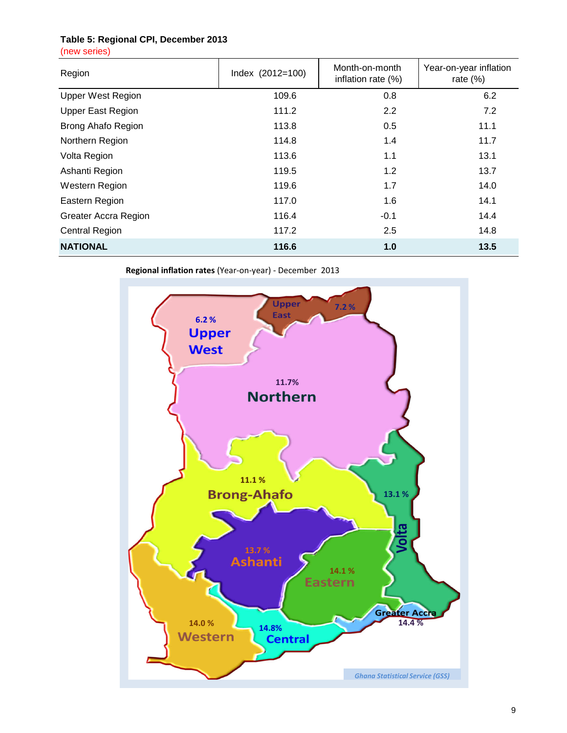**Table 5: Regional CPI, December 2013**
(new series)

| Region | Index (2012=100) | Month-on-month inflation rate (%) | Year-on-year inflation rate (%) |
|---|---|---|---|
| Upper West Region | 109.6 | 0.8 | 6.2 |
| Upper East Region | 111.2 | 2.2 | 7.2 |
| Brong Ahafo Region | 113.8 | 0.5 | 11.1 |
| Northern Region | 114.8 | 1.4 | 11.7 |
| Volta Region | 113.6 | 1.1 | 13.1 |
| Ashanti Region | 119.5 | 1.2 | 13.7 |
| Western Region | 119.6 | 1.7 | 14.0 |
| Eastern Region | 117.0 | 1.6 | 14.1 |
| Greater Accra Region | 116.4 | -0.1 | 14.4 |
| Central Region | 117.2 | 2.5 | 14.8 |
| **NATIONAL** | **116.6** | **1.0** | **13.5** |

**Regional inflation rates** (Year-on-year) - December 2013

| Region | Year-on-year inflation |
|---|---|
| Upper West | 6.2 % |
| Upper East | 7.2 % |
| Northern | 11.7% |
| Brong-Ahafo | 11.1 % |
| Volta | 13.1 % |
| Ashanti | 13.7 % |
| Eastern | 14.1 % |
| Western | 14.0 % |
| Central | 14.8% |
| Greater Accra | 14.4 % |

*Ghana Statistical Service (GSS)*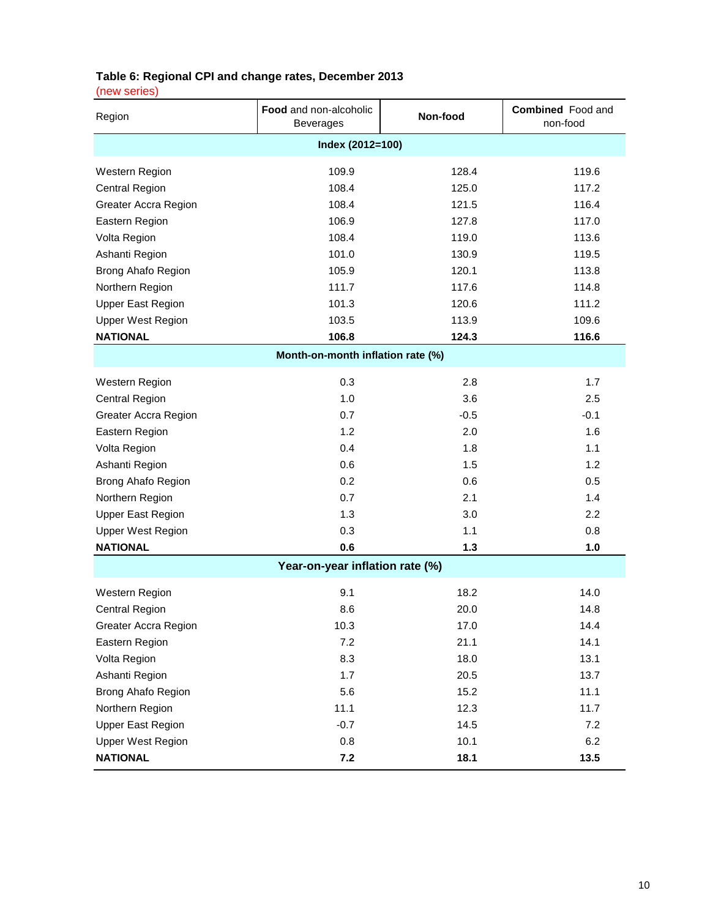**Table 6: Regional CPI and change rates, December 2013**

(new series)

| Region | **Food** and non-alcoholic Beverages | **Non-food** | **Combined** Food and non-food |
|---|---|---|---|
| **Index (2012=100)** | | | |
| Western Region | 109.9 | 128.4 | 119.6 |
| Central Region | 108.4 | 125.0 | 117.2 |
| Greater Accra Region | 108.4 | 121.5 | 116.4 |
| Eastern Region | 106.9 | 127.8 | 117.0 |
| Volta Region | 108.4 | 119.0 | 113.6 |
| Ashanti Region | 101.0 | 130.9 | 119.5 |
| Brong Ahafo Region | 105.9 | 120.1 | 113.8 |
| Northern Region | 111.7 | 117.6 | 114.8 |
| Upper East Region | 101.3 | 120.6 | 111.2 |
| Upper West Region | 103.5 | 113.9 | 109.6 |
| **NATIONAL** | **106.8** | **124.3** | **116.6** |
| **Month-on-month inflation rate (%)** | | | |
| Western Region | 0.3 | 2.8 | 1.7 |
| Central Region | 1.0 | 3.6 | 2.5 |
| Greater Accra Region | 0.7 | -0.5 | -0.1 |
| Eastern Region | 1.2 | 2.0 | 1.6 |
| Volta Region | 0.4 | 1.8 | 1.1 |
| Ashanti Region | 0.6 | 1.5 | 1.2 |
| Brong Ahafo Region | 0.2 | 0.6 | 0.5 |
| Northern Region | 0.7 | 2.1 | 1.4 |
| Upper East Region | 1.3 | 3.0 | 2.2 |
| Upper West Region | 0.3 | 1.1 | 0.8 |
| **NATIONAL** | **0.6** | **1.3** | **1.0** |
| **Year-on-year inflation rate (%)** | | | |
| Western Region | 9.1 | 18.2 | 14.0 |
| Central Region | 8.6 | 20.0 | 14.8 |
| Greater Accra Region | 10.3 | 17.0 | 14.4 |
| Eastern Region | 7.2 | 21.1 | 14.1 |
| Volta Region | 8.3 | 18.0 | 13.1 |
| Ashanti Region | 1.7 | 20.5 | 13.7 |
| Brong Ahafo Region | 5.6 | 15.2 | 11.1 |
| Northern Region | 11.1 | 12.3 | 11.7 |
| Upper East Region | -0.7 | 14.5 | 7.2 |
| Upper West Region | 0.8 | 10.1 | 6.2 |
| **NATIONAL** | **7.2** | **18.1** | **13.5** |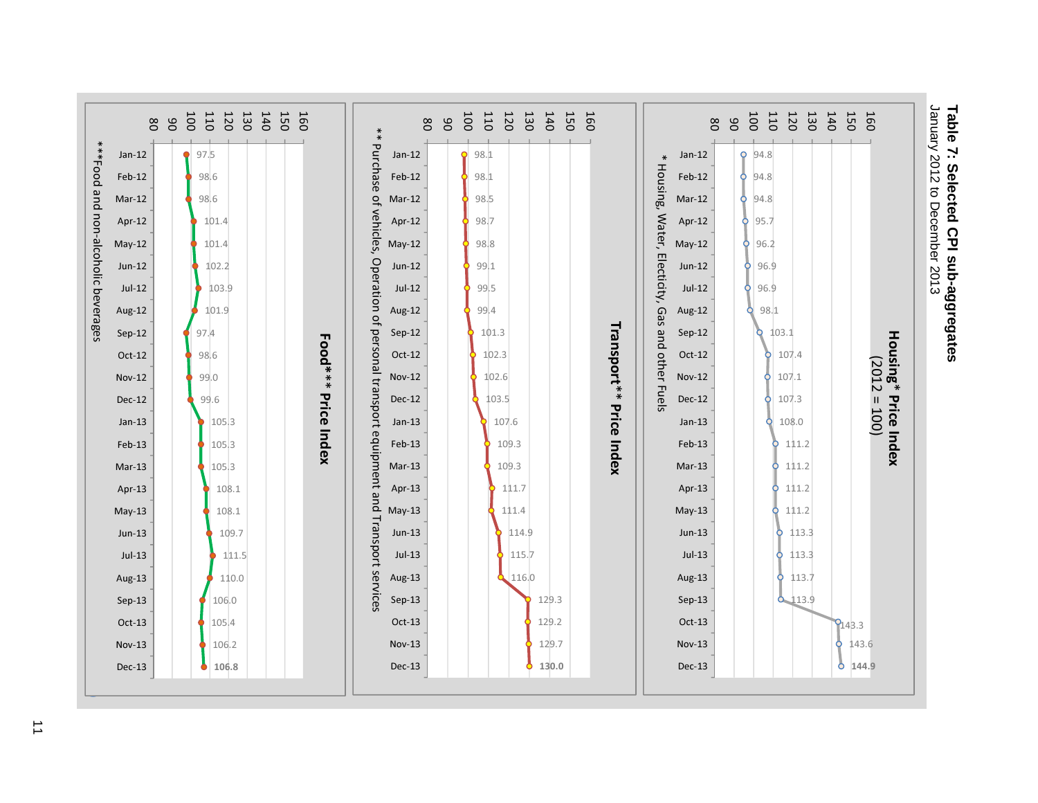# Table 7: Selected CPI sub-aggregates

January 2012 to December 2013

## Housing* Price Index
(2012 = 100)

80
90
100
110
120
130
140
150
160

Jan-12 94.8
Feb-12 94.8
Mar-12 94.8
Apr-12 95.7
May-12 96.2
Jun-12 96.9
Jul-12 96.9
Aug-12 98.1
Sep-12 103.1
Oct-12 107.4
Nov-12 107.1
Dec-12 107.3
Jan-13 108.0
Feb-13 111.2
Mar-13 111.2
Apr-13 111.2
May-13 111.2
Jun-13 113.3
Jul-13 113.3
Aug-13 113.7
Sep-13 113.9
Oct-13 143.3
Nov-13 143.6
Dec-13 144.9

* Housing, Water, Electicity, Gas and other Fuels

## Transport** Price Index

80
90
100
110
120
130
140
150
160

Jan-12 98.1
Feb-12 98.1
Mar-12 98.5
Apr-12 98.7
May-12 98.8
Jun-12 99.1
Jul-12 99.5
Aug-12 99.4
Sep-12 101.3
Oct-12 102.3
Nov-12 102.6
Dec-12 103.5
Jan-13 107.6
Feb-13 109.3
Mar-13 109.3
Apr-13 111.7
May-13 111.4
Jun-13 114.9
Jul-13 115.7
Aug-13 116.0
Sep-13 129.3
Oct-13 129.2
Nov-13 129.7
Dec-13 130.0

** Purchase of vehicles, Operation of personal transport equipment and Transport services

## Food*** Price Index

80
90
100
110
120
130
140
150
160

Jan-12 97.5
Feb-12 98.6
Mar-12 98.6
Apr-12 101.4
May-12 101.4
Jun-12 102.2
Jul-12 103.9
Aug-12 101.9
Sep-12 97.4
Oct-12 98.6
Nov-12 99.0
Dec-12 99.6
Jan-13 105.3
Feb-13 105.3
Mar-13 105.3
Apr-13 108.1
May-13 108.1
Jun-13 109.7
Jul-13 111.5
Aug-13 110.0
Sep-13 106.0
Oct-13 105.4
Nov-13 106.2
Dec-13 106.8

***Food and non-alcoholic beverages